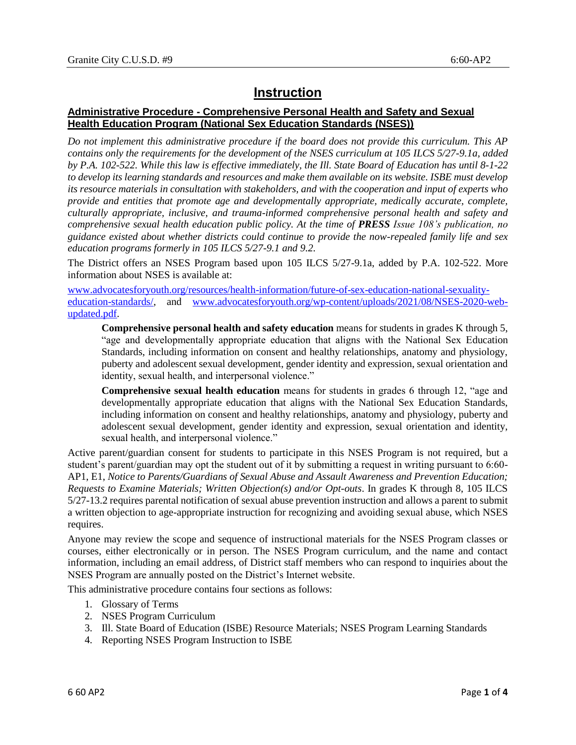# Instruction

## Administrative Procedure - Comprehensive Personal Health and Safety and Sexual Health Education Program (National Sex Education Standards (NSES))

*Do not implement this administrative procedure if the board does not provide this curriculum. This AP contains only the requirements for the development of the NSES curriculum at 105 ILCS 5/27-9.1a, added by P.A. 102-522. While this law is effective immediately, the Ill. State Board of Education has until 8-1-22 to develop its learning standards and resources and make them available on its website. ISBE must develop its resource materials in consultation with stakeholders, and with the cooperation and input of experts who provide and entities that promote age and developmentally appropriate, medically accurate, complete, culturally appropriate, inclusive, and trauma-informed comprehensive personal health and safety and comprehensive sexual health education public policy. At the time of **PRESS** Issue 108's publication, no guidance existed about whether districts could continue to provide the now-repealed family life and sex education programs formerly in 105 ILCS 5/27-9.1 and 9.2.*

The District offers an NSES Program based upon 105 ILCS 5/27-9.1a, added by P.A. 102-522. More information about NSES is available at:

[www.advocatesforyouth.org/resources/health-information/future-of-sex-education-national-sexuality-education-standards/](www.advocatesforyouth.org/resources/health-information/future-of-sex-education-national-sexuality-education-standards/), and [www.advocatesforyouth.org/wp-content/uploads/2021/08/NSES-2020-web-updated.pdf](www.advocatesforyouth.org/wp-content/uploads/2021/08/NSES-2020-web-updated.pdf).

> **Comprehensive personal health and safety education** means for students in grades K through 5, "age and developmentally appropriate education that aligns with the National Sex Education Standards, including information on consent and healthy relationships, anatomy and physiology, puberty and adolescent sexual development, gender identity and expression, sexual orientation and identity, sexual health, and interpersonal violence."
>
> **Comprehensive sexual health education** means for students in grades 6 through 12, "age and developmentally appropriate education that aligns with the National Sex Education Standards, including information on consent and healthy relationships, anatomy and physiology, puberty and adolescent sexual development, gender identity and expression, sexual orientation and identity, sexual health, and interpersonal violence."

Active parent/guardian consent for students to participate in this NSES Program is not required, but a student's parent/guardian may opt the student out of it by submitting a request in writing pursuant to 6:60-AP1, E1, *Notice to Parents/Guardians of Sexual Abuse and Assault Awareness and Prevention Education; Requests to Examine Materials; Written Objection(s) and/or Opt-outs*. In grades K through 8, 105 ILCS 5/27-13.2 requires parental notification of sexual abuse prevention instruction and allows a parent to submit a written objection to age-appropriate instruction for recognizing and avoiding sexual abuse, which NSES requires.

Anyone may review the scope and sequence of instructional materials for the NSES Program classes or courses, either electronically or in person. The NSES Program curriculum, and the name and contact information, including an email address, of District staff members who can respond to inquiries about the NSES Program are annually posted on the District's Internet website.

This administrative procedure contains four sections as follows:

1. Glossary of Terms
2. NSES Program Curriculum
3. Ill. State Board of Education (ISBE) Resource Materials; NSES Program Learning Standards
4. Reporting NSES Program Instruction to ISBE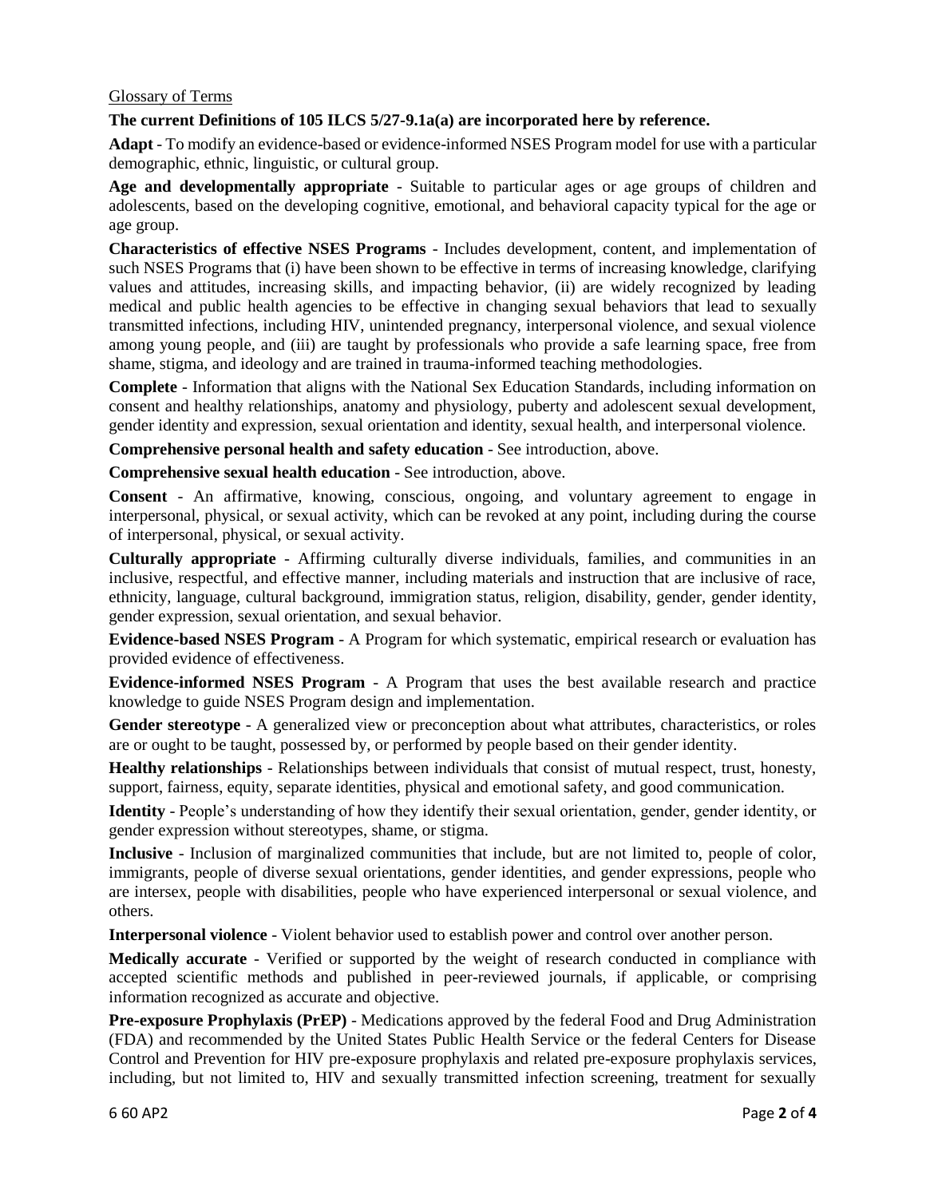Glossary of Terms

**The current Definitions of 105 ILCS 5/27-9.1a(a) are incorporated here by reference.**

**Adapt** - To modify an evidence-based or evidence-informed NSES Program model for use with a particular demographic, ethnic, linguistic, or cultural group.

**Age and developmentally appropriate** - Suitable to particular ages or age groups of children and adolescents, based on the developing cognitive, emotional, and behavioral capacity typical for the age or age group.

**Characteristics of effective NSES Programs** - Includes development, content, and implementation of such NSES Programs that (i) have been shown to be effective in terms of increasing knowledge, clarifying values and attitudes, increasing skills, and impacting behavior, (ii) are widely recognized by leading medical and public health agencies to be effective in changing sexual behaviors that lead to sexually transmitted infections, including HIV, unintended pregnancy, interpersonal violence, and sexual violence among young people, and (iii) are taught by professionals who provide a safe learning space, free from shame, stigma, and ideology and are trained in trauma-informed teaching methodologies.

**Complete** - Information that aligns with the National Sex Education Standards, including information on consent and healthy relationships, anatomy and physiology, puberty and adolescent sexual development, gender identity and expression, sexual orientation and identity, sexual health, and interpersonal violence.

**Comprehensive personal health and safety education** - See introduction, above.

**Comprehensive sexual health education** - See introduction, above.

**Consent** - An affirmative, knowing, conscious, ongoing, and voluntary agreement to engage in interpersonal, physical, or sexual activity, which can be revoked at any point, including during the course of interpersonal, physical, or sexual activity.

**Culturally appropriate** - Affirming culturally diverse individuals, families, and communities in an inclusive, respectful, and effective manner, including materials and instruction that are inclusive of race, ethnicity, language, cultural background, immigration status, religion, disability, gender, gender identity, gender expression, sexual orientation, and sexual behavior.

**Evidence-based NSES Program** - A Program for which systematic, empirical research or evaluation has provided evidence of effectiveness.

**Evidence-informed NSES Program** - A Program that uses the best available research and practice knowledge to guide NSES Program design and implementation.

**Gender stereotype** - A generalized view or preconception about what attributes, characteristics, or roles are or ought to be taught, possessed by, or performed by people based on their gender identity.

**Healthy relationships** - Relationships between individuals that consist of mutual respect, trust, honesty, support, fairness, equity, separate identities, physical and emotional safety, and good communication.

**Identity** - People's understanding of how they identify their sexual orientation, gender, gender identity, or gender expression without stereotypes, shame, or stigma.

**Inclusive** - Inclusion of marginalized communities that include, but are not limited to, people of color, immigrants, people of diverse sexual orientations, gender identities, and gender expressions, people who are intersex, people with disabilities, people who have experienced interpersonal or sexual violence, and others.

**Interpersonal violence** - Violent behavior used to establish power and control over another person.

**Medically accurate** - Verified or supported by the weight of research conducted in compliance with accepted scientific methods and published in peer-reviewed journals, if applicable, or comprising information recognized as accurate and objective.

**Pre-exposure Prophylaxis (PrEP)** - Medications approved by the federal Food and Drug Administration (FDA) and recommended by the United States Public Health Service or the federal Centers for Disease Control and Prevention for HIV pre-exposure prophylaxis and related pre-exposure prophylaxis services, including, but not limited to, HIV and sexually transmitted infection screening, treatment for sexually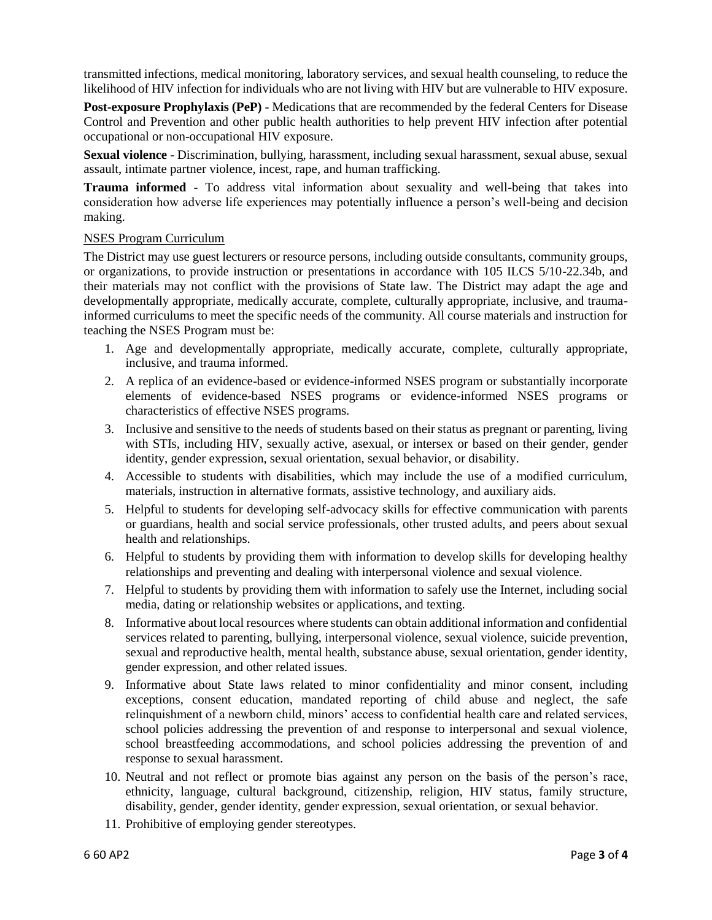transmitted infections, medical monitoring, laboratory services, and sexual health counseling, to reduce the likelihood of HIV infection for individuals who are not living with HIV but are vulnerable to HIV exposure.

**Post-exposure Prophylaxis (PeP)** - Medications that are recommended by the federal Centers for Disease Control and Prevention and other public health authorities to help prevent HIV infection after potential occupational or non-occupational HIV exposure.

**Sexual violence** - Discrimination, bullying, harassment, including sexual harassment, sexual abuse, sexual assault, intimate partner violence, incest, rape, and human trafficking.

**Trauma informed** - To address vital information about sexuality and well-being that takes into consideration how adverse life experiences may potentially influence a person's well-being and decision making.

NSES Program Curriculum

The District may use guest lecturers or resource persons, including outside consultants, community groups, or organizations, to provide instruction or presentations in accordance with 105 ILCS 5/10-22.34b, and their materials may not conflict with the provisions of State law. The District may adapt the age and developmentally appropriate, medically accurate, complete, culturally appropriate, inclusive, and trauma-informed curriculums to meet the specific needs of the community. All course materials and instruction for teaching the NSES Program must be:

1. Age and developmentally appropriate, medically accurate, complete, culturally appropriate, inclusive, and trauma informed.
2. A replica of an evidence-based or evidence-informed NSES program or substantially incorporate elements of evidence-based NSES programs or evidence-informed NSES programs or characteristics of effective NSES programs.
3. Inclusive and sensitive to the needs of students based on their status as pregnant or parenting, living with STIs, including HIV, sexually active, asexual, or intersex or based on their gender, gender identity, gender expression, sexual orientation, sexual behavior, or disability.
4. Accessible to students with disabilities, which may include the use of a modified curriculum, materials, instruction in alternative formats, assistive technology, and auxiliary aids.
5. Helpful to students for developing self-advocacy skills for effective communication with parents or guardians, health and social service professionals, other trusted adults, and peers about sexual health and relationships.
6. Helpful to students by providing them with information to develop skills for developing healthy relationships and preventing and dealing with interpersonal violence and sexual violence.
7. Helpful to students by providing them with information to safely use the Internet, including social media, dating or relationship websites or applications, and texting.
8. Informative about local resources where students can obtain additional information and confidential services related to parenting, bullying, interpersonal violence, sexual violence, suicide prevention, sexual and reproductive health, mental health, substance abuse, sexual orientation, gender identity, gender expression, and other related issues.
9. Informative about State laws related to minor confidentiality and minor consent, including exceptions, consent education, mandated reporting of child abuse and neglect, the safe relinquishment of a newborn child, minors' access to confidential health care and related services, school policies addressing the prevention of and response to interpersonal and sexual violence, school breastfeeding accommodations, and school policies addressing the prevention of and response to sexual harassment.
10. Neutral and not reflect or promote bias against any person on the basis of the person's race, ethnicity, language, cultural background, citizenship, religion, HIV status, family structure, disability, gender, gender identity, gender expression, sexual orientation, or sexual behavior.
11. Prohibitive of employing gender stereotypes.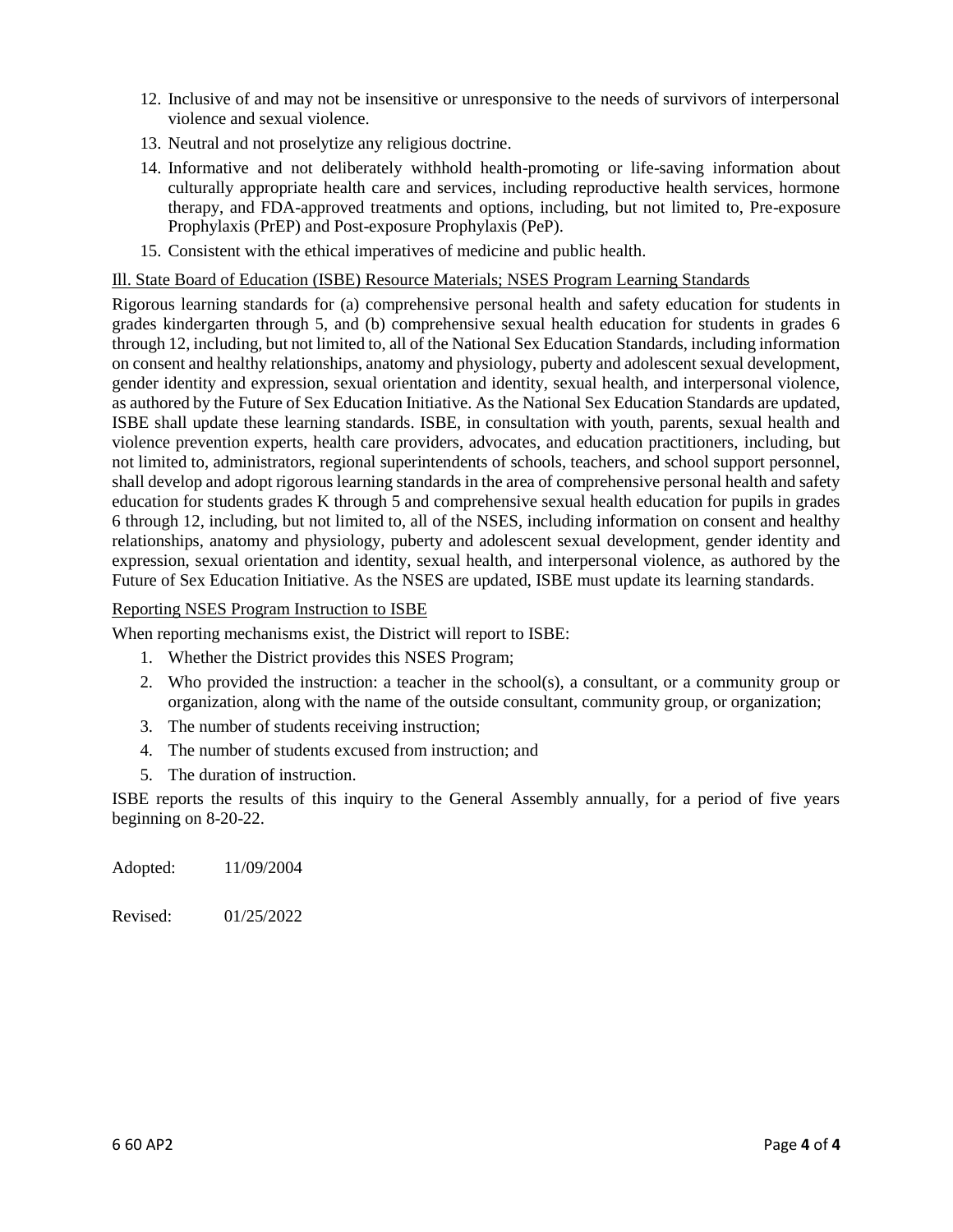12. Inclusive of and may not be insensitive or unresponsive to the needs of survivors of interpersonal violence and sexual violence.
13. Neutral and not proselytize any religious doctrine.
14. Informative and not deliberately withhold health-promoting or life-saving information about culturally appropriate health care and services, including reproductive health services, hormone therapy, and FDA-approved treatments and options, including, but not limited to, Pre-exposure Prophylaxis (PrEP) and Post-exposure Prophylaxis (PeP).
15. Consistent with the ethical imperatives of medicine and public health.

<u>Ill. State Board of Education (ISBE) Resource Materials; NSES Program Learning Standards</u>

Rigorous learning standards for (a) comprehensive personal health and safety education for students in grades kindergarten through 5, and (b) comprehensive sexual health education for students in grades 6 through 12, including, but not limited to, all of the National Sex Education Standards, including information on consent and healthy relationships, anatomy and physiology, puberty and adolescent sexual development, gender identity and expression, sexual orientation and identity, sexual health, and interpersonal violence, as authored by the Future of Sex Education Initiative. As the National Sex Education Standards are updated, ISBE shall update these learning standards. ISBE, in consultation with youth, parents, sexual health and violence prevention experts, health care providers, advocates, and education practitioners, including, but not limited to, administrators, regional superintendents of schools, teachers, and school support personnel, shall develop and adopt rigorous learning standards in the area of comprehensive personal health and safety education for students grades K through 5 and comprehensive sexual health education for pupils in grades 6 through 12, including, but not limited to, all of the NSES, including information on consent and healthy relationships, anatomy and physiology, puberty and adolescent sexual development, gender identity and expression, sexual orientation and identity, sexual health, and interpersonal violence, as authored by the Future of Sex Education Initiative. As the NSES are updated, ISBE must update its learning standards.

<u>Reporting NSES Program Instruction to ISBE</u>

When reporting mechanisms exist, the District will report to ISBE:

1. Whether the District provides this NSES Program;
2. Who provided the instruction: a teacher in the school(s), a consultant, or a community group or organization, along with the name of the outside consultant, community group, or organization;
3. The number of students receiving instruction;
4. The number of students excused from instruction; and
5. The duration of instruction.

ISBE reports the results of this inquiry to the General Assembly annually, for a period of five years beginning on 8-20-22.

Adopted: 11/09/2004

Revised: 01/25/2022